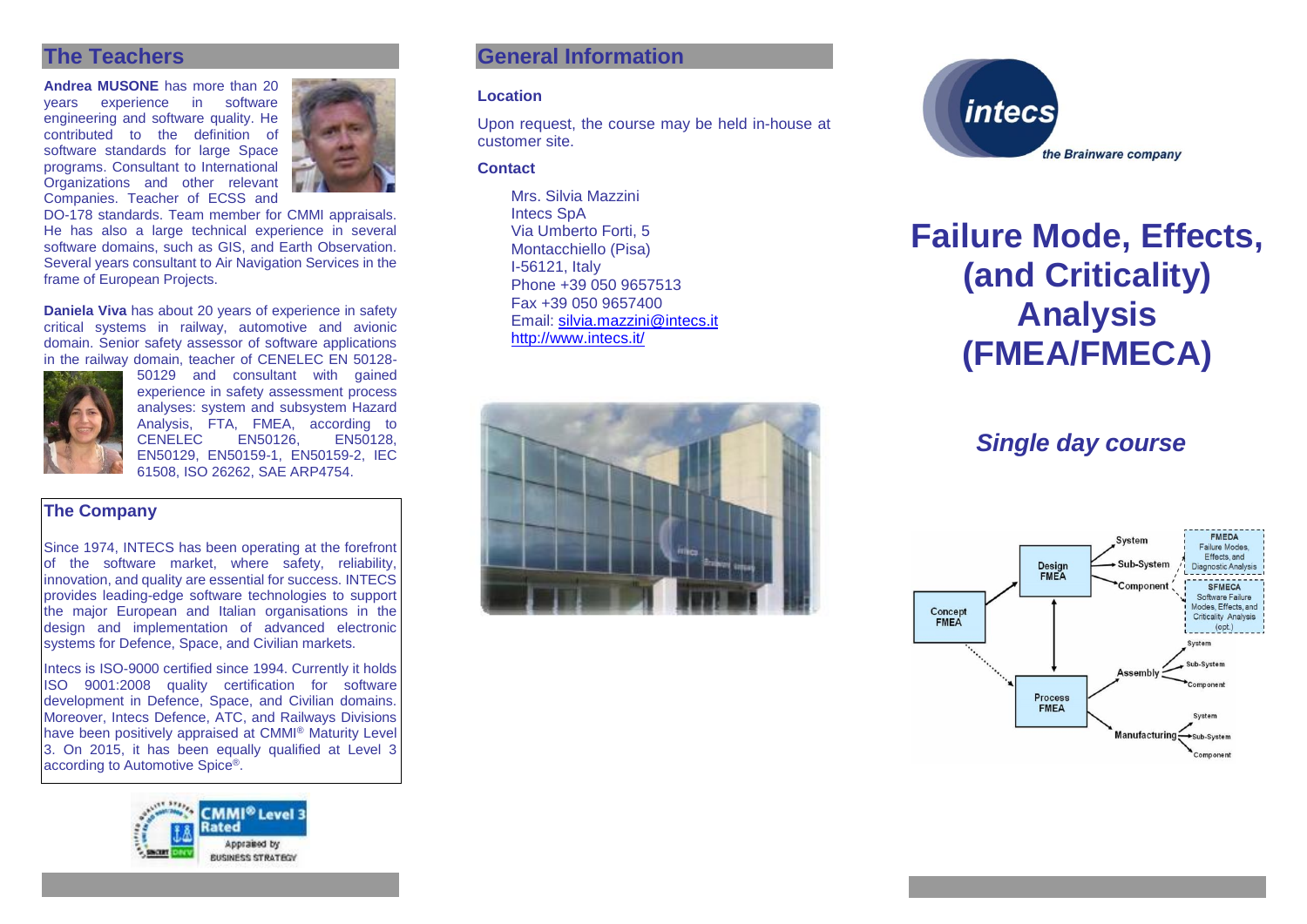## The Teachers

**Andrea MUSONE** has more than 20 years experience in software engineering and software quality. He contributed to the definition of software standards for large Space programs. Consultant to International Organizations and other relevant Companies. Teacher of ECSS and DO-178 standards. Team member for CMMI appraisals. He has also a large technical experience in several software domains, such as GIS, and Earth Observation. Several years consultant to Air Navigation Services in the frame of European Projects.

**Daniela Viva** has about 20 years of experience in safety critical systems in railway, automotive and avionic domain. Senior safety assessor of software applications in the railway domain, teacher of CENELEC EN 50128-50129 and consultant with gained experience in safety assessment process analyses: system and subsystem Hazard Analysis, FTA, FMEA, according to CENELEC EN50126, EN50128, EN50129, EN50159-1, EN50159-2, IEC 61508, ISO 26262, SAE ARP4754.

## The Company

Since 1974, INTECS has been operating at the forefront of the software market, where safety, reliability, innovation, and quality are essential for success. INTECS provides leading-edge software technologies to support the major European and Italian organisations in the design and implementation of advanced electronic systems for Defence, Space, and Civilian markets.

Intecs is ISO-9000 certified since 1994. Currently it holds ISO 9001:2008 quality certification for software development in Defence, Space, and Civilian domains. Moreover, Intecs Defence, ATC, and Railways Divisions have been positively appraised at CMMI® Maturity Level 3. On 2015, it has been equally qualified at Level 3 according to Automotive Spice®.

## General Information

### Location

Upon request, the course may be held in-house at customer site.

### Contact

Mrs. Silvia Mazzini
Intecs SpA
Via Umberto Forti, 5
Montacchiello (Pisa)
I-56121, Italy
Phone +39 050 9657513
Fax +39 050 9657400
Email: silvia.mazzini@intecs.it
http://www.intecs.it/

intecs
*the Brainware company*

# Failure Mode, Effects, (and Criticality) Analysis (FMEA/FMECA)

## *Single day course*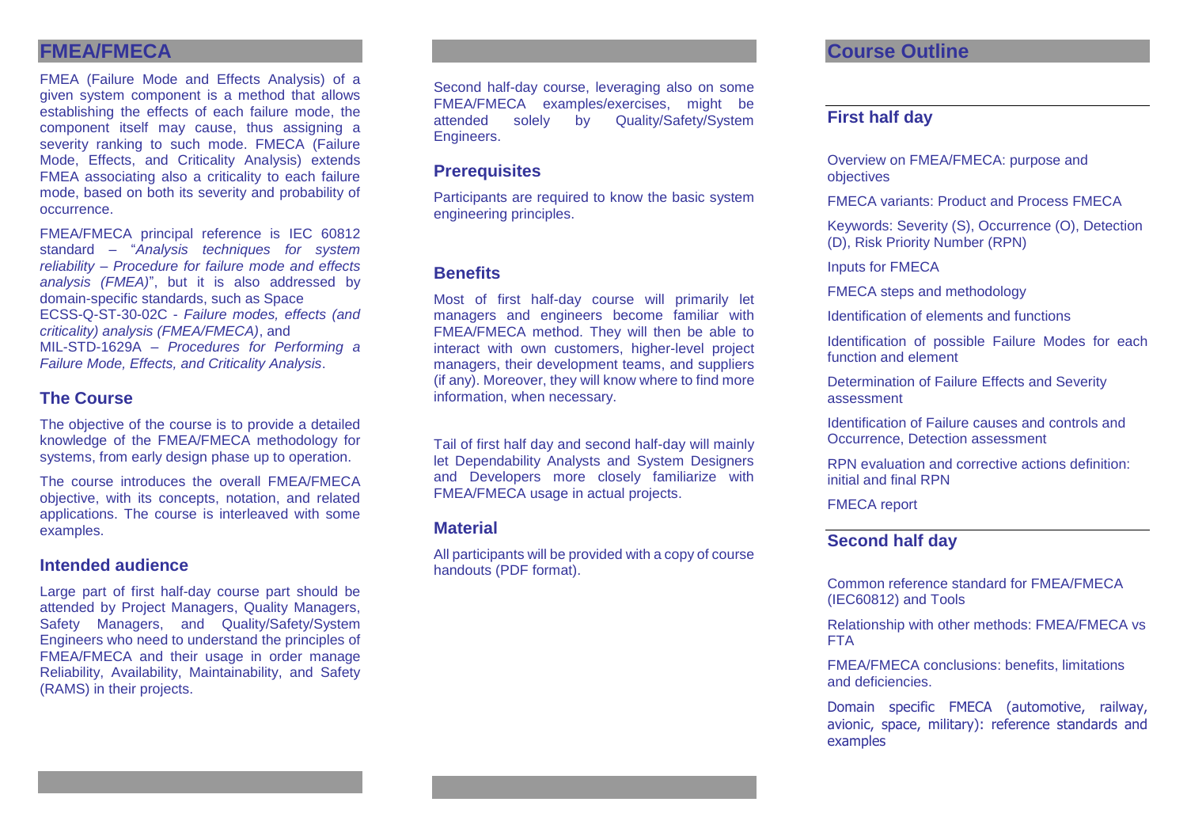## FMEA/FMECA

FMEA (Failure Mode and Effects Analysis) of a given system component is a method that allows establishing the effects of each failure mode, the component itself may cause, thus assigning a severity ranking to such mode. FMECA (Failure Mode, Effects, and Criticality Analysis) extends FMEA associating also a criticality to each failure mode, based on both its severity and probability of occurrence.

FMEA/FMECA principal reference is IEC 60812 standard – "*Analysis techniques for system reliability – Procedure for failure mode and effects analysis (FMEA)*", but it is also addressed by domain-specific standards, such as Space ECSS-Q-ST-30-02C - *Failure modes, effects (and criticality) analysis (FMEA/FMECA)*, and MIL-STD-1629A – *Procedures for Performing a Failure Mode, Effects, and Criticality Analysis*.

### The Course

The objective of the course is to provide a detailed knowledge of the FMEA/FMECA methodology for systems, from early design phase up to operation.

The course introduces the overall FMEA/FMECA objective, with its concepts, notation, and related applications. The course is interleaved with some examples.

### Intended audience

Large part of first half-day course part should be attended by Project Managers, Quality Managers, Safety Managers, and Quality/Safety/System Engineers who need to understand the principles of FMEA/FMECA and their usage in order manage Reliability, Availability, Maintainability, and Safety (RAMS) in their projects.

Second half-day course, leveraging also on some FMEA/FMECA examples/exercises, might be attended solely by Quality/Safety/System Engineers.

### Prerequisites

Participants are required to know the basic system engineering principles.

### Benefits

Most of first half-day course will primarily let managers and engineers become familiar with FMEA/FMECA method. They will then be able to interact with own customers, higher-level project managers, their development teams, and suppliers (if any). Moreover, they will know where to find more information, when necessary.

Tail of first half day and second half-day will mainly let Dependability Analysts and System Designers and Developers more closely familiarize with FMEA/FMECA usage in actual projects.

### Material

All participants will be provided with a copy of course handouts (PDF format).

## Course Outline

### First half day

Overview on FMEA/FMECA: purpose and objectives

FMECA variants: Product and Process FMECA

Keywords: Severity (S), Occurrence (O), Detection (D), Risk Priority Number (RPN)

Inputs for FMECA

FMECA steps and methodology

Identification of elements and functions

Identification of possible Failure Modes for each function and element

Determination of Failure Effects and Severity assessment

Identification of Failure causes and controls and Occurrence, Detection assessment

RPN evaluation and corrective actions definition: initial and final RPN

FMECA report

### Second half day

Common reference standard for FMEA/FMECA (IEC60812) and Tools

Relationship with other methods: FMEA/FMECA vs FTA

FMEA/FMECA conclusions: benefits, limitations and deficiencies.

Domain specific FMECA (automotive, railway, avionic, space, military): reference standards and examples